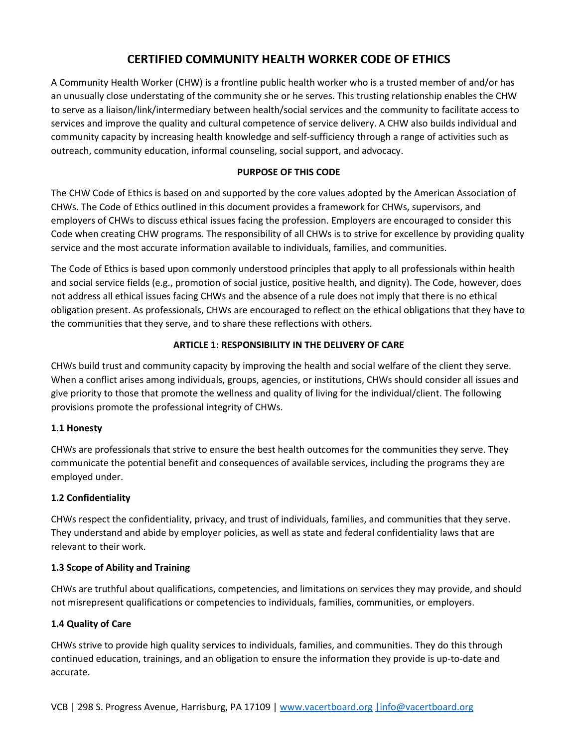# CERTIFIED COMMUNITY HEALTH WORKER CODE OF ETHICS

A Community Health Worker (CHW) is a frontline public health worker who is a trusted member of and/or has an unusually close understating of the community she or he serves. This trusting relationship enables the CHW to serve as a liaison/link/intermediary between health/social services and the community to facilitate access to services and improve the quality and cultural competence of service delivery. A CHW also builds individual and community capacity by increasing health knowledge and self-sufficiency through a range of activities such as outreach, community education, informal counseling, social support, and advocacy.

## PURPOSE OF THIS CODE

The CHW Code of Ethics is based on and supported by the core values adopted by the American Association of CHWs. The Code of Ethics outlined in this document provides a framework for CHWs, supervisors, and employers of CHWs to discuss ethical issues facing the profession. Employers are encouraged to consider this Code when creating CHW programs. The responsibility of all CHWs is to strive for excellence by providing quality service and the most accurate information available to individuals, families, and communities.

The Code of Ethics is based upon commonly understood principles that apply to all professionals within health and social service fields (e.g., promotion of social justice, positive health, and dignity). The Code, however, does not address all ethical issues facing CHWs and the absence of a rule does not imply that there is no ethical obligation present. As professionals, CHWs are encouraged to reflect on the ethical obligations that they have to the communities that they serve, and to share these reflections with others.

## ARTICLE 1: RESPONSIBILITY IN THE DELIVERY OF CARE

CHWs build trust and community capacity by improving the health and social welfare of the client they serve. When a conflict arises among individuals, groups, agencies, or institutions, CHWs should consider all issues and give priority to those that promote the wellness and quality of living for the individual/client. The following provisions promote the professional integrity of CHWs.

### 1.1 Honesty

CHWs are professionals that strive to ensure the best health outcomes for the communities they serve. They communicate the potential benefit and consequences of available services, including the programs they are employed under.

### 1.2 Confidentiality

CHWs respect the confidentiality, privacy, and trust of individuals, families, and communities that they serve. They understand and abide by employer policies, as well as state and federal confidentiality laws that are relevant to their work.

### 1.3 Scope of Ability and Training

CHWs are truthful about qualifications, competencies, and limitations on services they may provide, and should not misrepresent qualifications or competencies to individuals, families, communities, or employers.

### 1.4 Quality of Care

CHWs strive to provide high quality services to individuals, families, and communities. They do this through continued education, trainings, and an obligation to ensure the information they provide is up-to-date and accurate.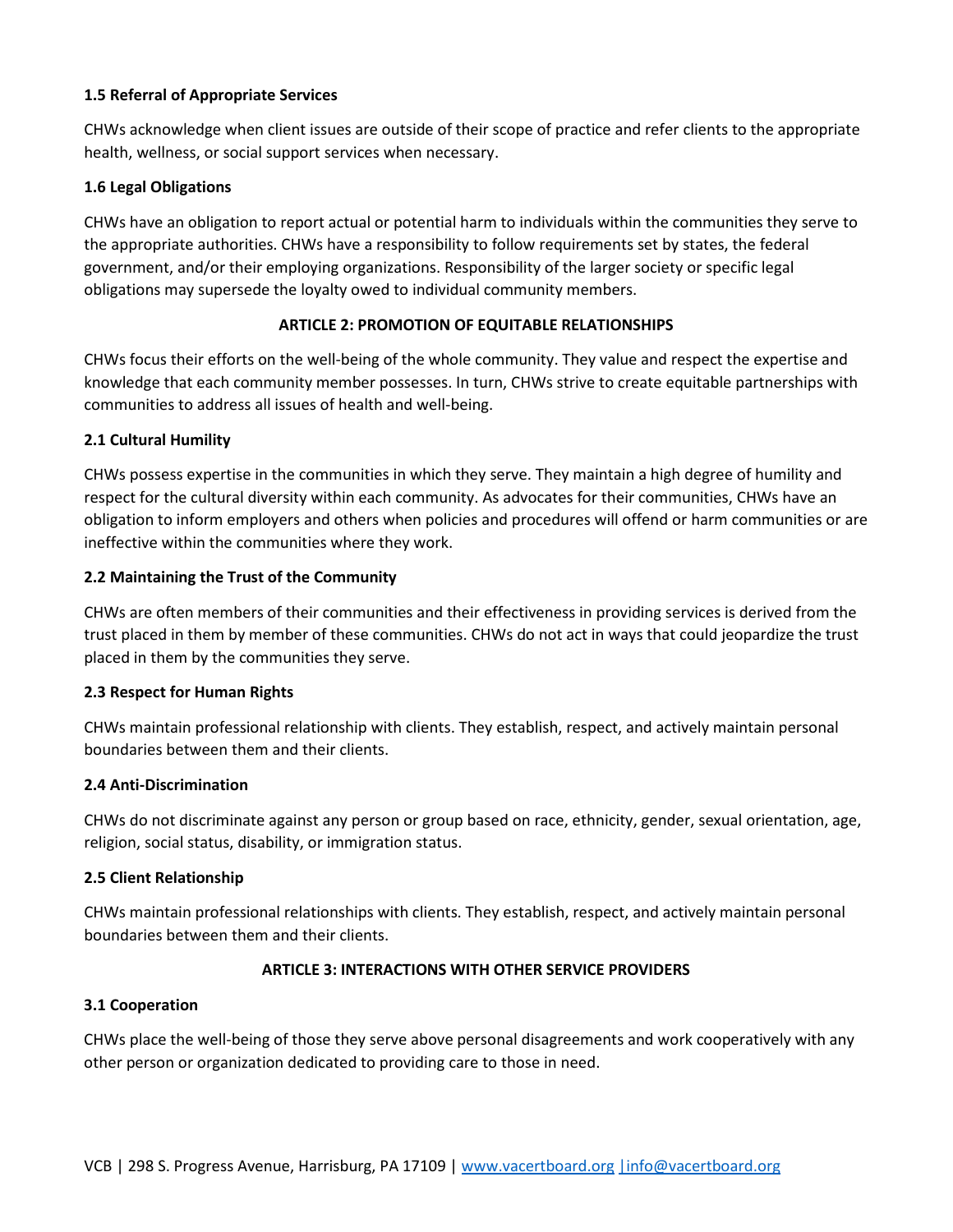**1.5 Referral of Appropriate Services**

CHWs acknowledge when client issues are outside of their scope of practice and refer clients to the appropriate health, wellness, or social support services when necessary.

**1.6 Legal Obligations**

CHWs have an obligation to report actual or potential harm to individuals within the communities they serve to the appropriate authorities. CHWs have a responsibility to follow requirements set by states, the federal government, and/or their employing organizations. Responsibility of the larger society or specific legal obligations may supersede the loyalty owed to individual community members.

## ARTICLE 2: PROMOTION OF EQUITABLE RELATIONSHIPS

CHWs focus their efforts on the well-being of the whole community. They value and respect the expertise and knowledge that each community member possesses. In turn, CHWs strive to create equitable partnerships with communities to address all issues of health and well-being.

**2.1 Cultural Humility**

CHWs possess expertise in the communities in which they serve. They maintain a high degree of humility and respect for the cultural diversity within each community. As advocates for their communities, CHWs have an obligation to inform employers and others when policies and procedures will offend or harm communities or are ineffective within the communities where they work.

**2.2 Maintaining the Trust of the Community**

CHWs are often members of their communities and their effectiveness in providing services is derived from the trust placed in them by member of these communities. CHWs do not act in ways that could jeopardize the trust placed in them by the communities they serve.

**2.3 Respect for Human Rights**

CHWs maintain professional relationship with clients. They establish, respect, and actively maintain personal boundaries between them and their clients.

**2.4 Anti-Discrimination**

CHWs do not discriminate against any person or group based on race, ethnicity, gender, sexual orientation, age, religion, social status, disability, or immigration status.

**2.5 Client Relationship**

CHWs maintain professional relationships with clients. They establish, respect, and actively maintain personal boundaries between them and their clients.

## ARTICLE 3: INTERACTIONS WITH OTHER SERVICE PROVIDERS

**3.1 Cooperation**

CHWs place the well-being of those they serve above personal disagreements and work cooperatively with any other person or organization dedicated to providing care to those in need.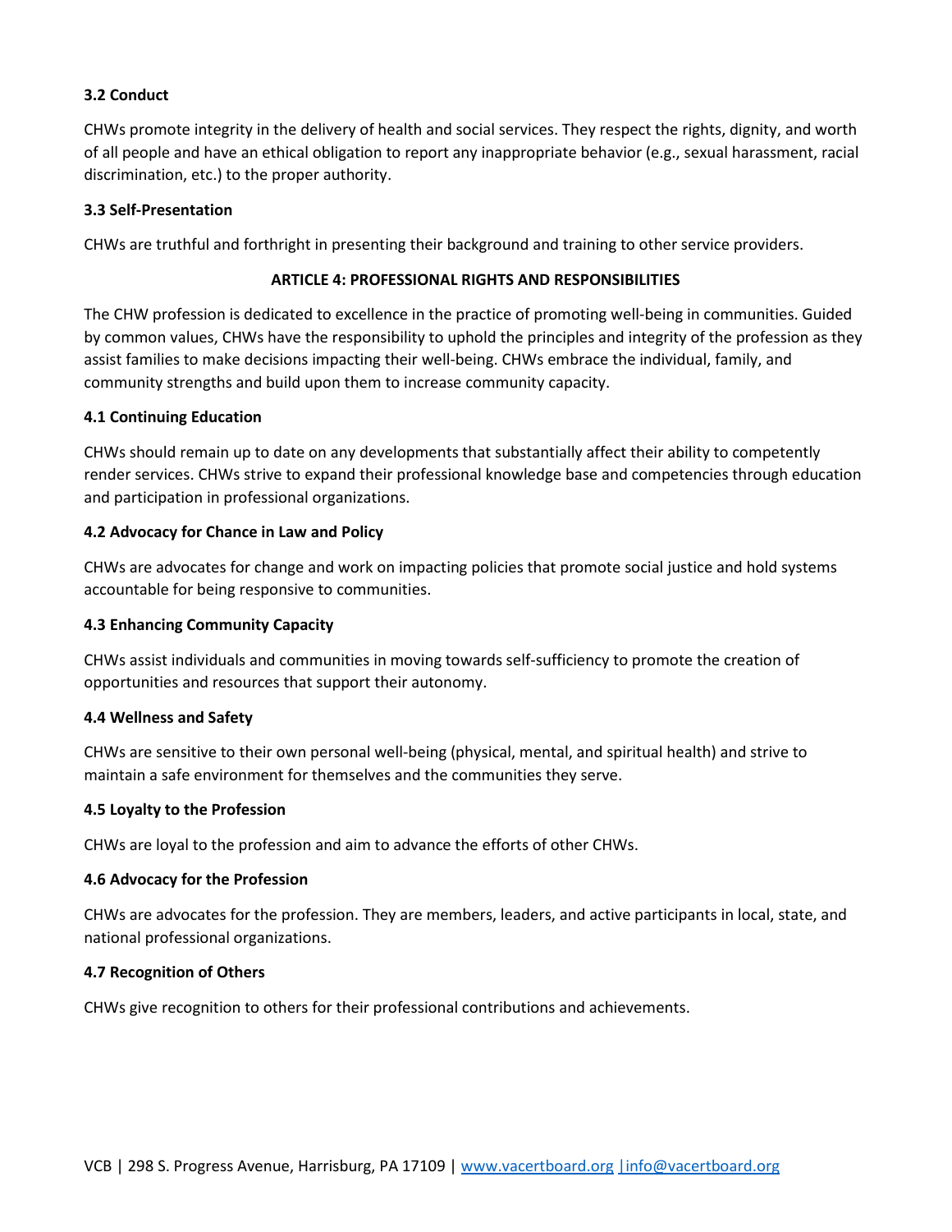**3.2 Conduct**

CHWs promote integrity in the delivery of health and social services. They respect the rights, dignity, and worth of all people and have an ethical obligation to report any inappropriate behavior (e.g., sexual harassment, racial discrimination, etc.) to the proper authority.

**3.3 Self-Presentation**

CHWs are truthful and forthright in presenting their background and training to other service providers.

## ARTICLE 4: PROFESSIONAL RIGHTS AND RESPONSIBILITIES

The CHW profession is dedicated to excellence in the practice of promoting well-being in communities. Guided by common values, CHWs have the responsibility to uphold the principles and integrity of the profession as they assist families to make decisions impacting their well-being. CHWs embrace the individual, family, and community strengths and build upon them to increase community capacity.

**4.1 Continuing Education**

CHWs should remain up to date on any developments that substantially affect their ability to competently render services. CHWs strive to expand their professional knowledge base and competencies through education and participation in professional organizations.

**4.2 Advocacy for Chance in Law and Policy**

CHWs are advocates for change and work on impacting policies that promote social justice and hold systems accountable for being responsive to communities.

**4.3 Enhancing Community Capacity**

CHWs assist individuals and communities in moving towards self-sufficiency to promote the creation of opportunities and resources that support their autonomy.

**4.4 Wellness and Safety**

CHWs are sensitive to their own personal well-being (physical, mental, and spiritual health) and strive to maintain a safe environment for themselves and the communities they serve.

**4.5 Loyalty to the Profession**

CHWs are loyal to the profession and aim to advance the efforts of other CHWs.

**4.6 Advocacy for the Profession**

CHWs are advocates for the profession. They are members, leaders, and active participants in local, state, and national professional organizations.

**4.7 Recognition of Others**

CHWs give recognition to others for their professional contributions and achievements.